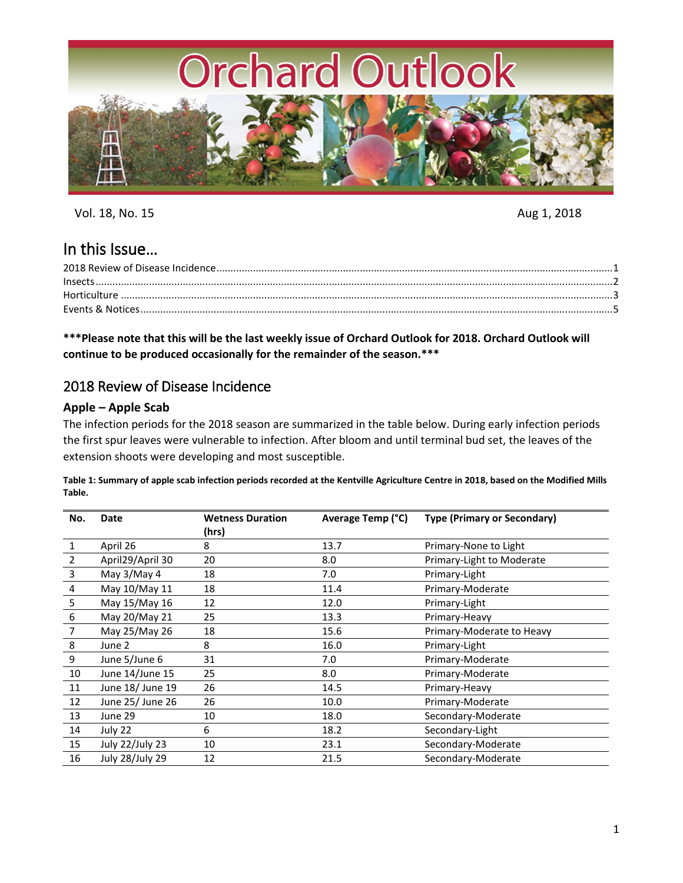# Orchard Outlook

Vol. 18, No. 15 Aug 1, 2018

## In this Issue…

2018 Review of Disease Incidence....1
Insects....2
Horticulture....3
Events & Notices....5

*****Please note that this will be the last weekly issue of Orchard Outlook for 2018. Orchard Outlook will continue to be produced occasionally for the remainder of the season.*****

## 2018 Review of Disease Incidence

### Apple – Apple Scab

The infection periods for the 2018 season are summarized in the table below. During early infection periods the first spur leaves were vulnerable to infection. After bloom and until terminal bud set, the leaves of the extension shoots were developing and most susceptible.

**Table 1: Summary of apple scab infection periods recorded at the Kentville Agriculture Centre in 2018, based on the Modified Mills Table.**

| No. | Date | Wetness Duration (hrs) | Average Temp (°C) | Type (Primary or Secondary) |
|---|---|---|---|---|
| 1 | April 26 | 8 | 13.7 | Primary-None to Light |
| 2 | April29/April 30 | 20 | 8.0 | Primary-Light to Moderate |
| 3 | May 3/May 4 | 18 | 7.0 | Primary-Light |
| 4 | May 10/May 11 | 18 | 11.4 | Primary-Moderate |
| 5 | May 15/May 16 | 12 | 12.0 | Primary-Light |
| 6 | May 20/May 21 | 25 | 13.3 | Primary-Heavy |
| 7 | May 25/May 26 | 18 | 15.6 | Primary-Moderate to Heavy |
| 8 | June 2 | 8 | 16.0 | Primary-Light |
| 9 | June 5/June 6 | 31 | 7.0 | Primary-Moderate |
| 10 | June 14/June 15 | 25 | 8.0 | Primary-Moderate |
| 11 | June 18/ June 19 | 26 | 14.5 | Primary-Heavy |
| 12 | June 25/ June 26 | 26 | 10.0 | Primary-Moderate |
| 13 | June 29 | 10 | 18.0 | Secondary-Moderate |
| 14 | July 22 | 6 | 18.2 | Secondary-Light |
| 15 | July 22/July 23 | 10 | 23.1 | Secondary-Moderate |
| 16 | July 28/July 29 | 12 | 21.5 | Secondary-Moderate |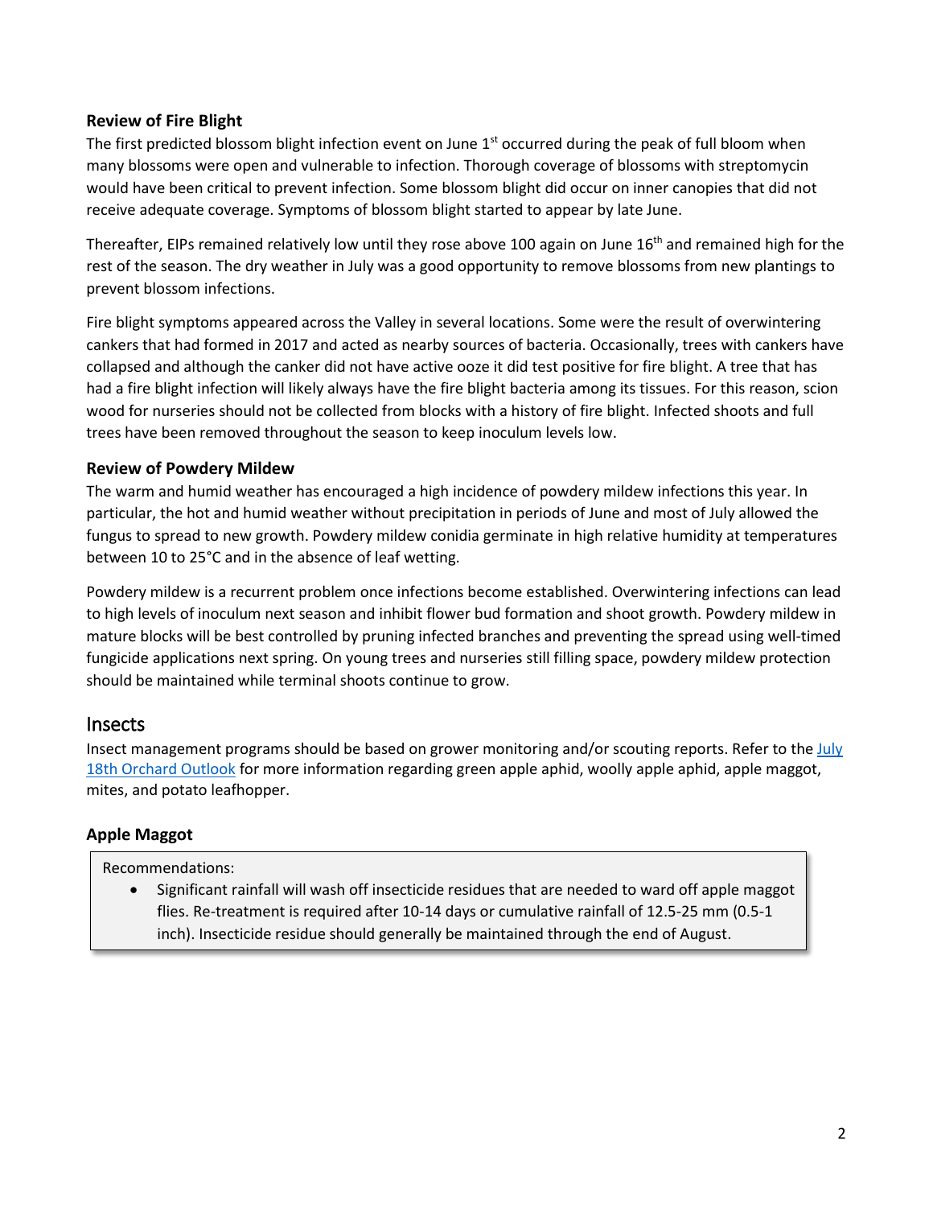### Review of Fire Blight

The first predicted blossom blight infection event on June 1st occurred during the peak of full bloom when many blossoms were open and vulnerable to infection. Thorough coverage of blossoms with streptomycin would have been critical to prevent infection. Some blossom blight did occur on inner canopies that did not receive adequate coverage. Symptoms of blossom blight started to appear by late June.

Thereafter, EIPs remained relatively low until they rose above 100 again on June 16th and remained high for the rest of the season. The dry weather in July was a good opportunity to remove blossoms from new plantings to prevent blossom infections.

Fire blight symptoms appeared across the Valley in several locations. Some were the result of overwintering cankers that had formed in 2017 and acted as nearby sources of bacteria. Occasionally, trees with cankers have collapsed and although the canker did not have active ooze it did test positive for fire blight. A tree that has had a fire blight infection will likely always have the fire blight bacteria among its tissues. For this reason, scion wood for nurseries should not be collected from blocks with a history of fire blight. Infected shoots and full trees have been removed throughout the season to keep inoculum levels low.

### Review of Powdery Mildew

The warm and humid weather has encouraged a high incidence of powdery mildew infections this year. In particular, the hot and humid weather without precipitation in periods of June and most of July allowed the fungus to spread to new growth. Powdery mildew conidia germinate in high relative humidity at temperatures between 10 to 25°C and in the absence of leaf wetting.

Powdery mildew is a recurrent problem once infections become established. Overwintering infections can lead to high levels of inoculum next season and inhibit flower bud formation and shoot growth. Powdery mildew in mature blocks will be best controlled by pruning infected branches and preventing the spread using well-timed fungicide applications next spring. On young trees and nurseries still filling space, powdery mildew protection should be maintained while terminal shoots continue to grow.

## Insects

Insect management programs should be based on grower monitoring and/or scouting reports. Refer to the July 18th Orchard Outlook for more information regarding green apple aphid, woolly apple aphid, apple maggot, mites, and potato leafhopper.

### Apple Maggot

Recommendations:

- Significant rainfall will wash off insecticide residues that are needed to ward off apple maggot flies. Re-treatment is required after 10-14 days or cumulative rainfall of 12.5-25 mm (0.5-1 inch). Insecticide residue should generally be maintained through the end of August.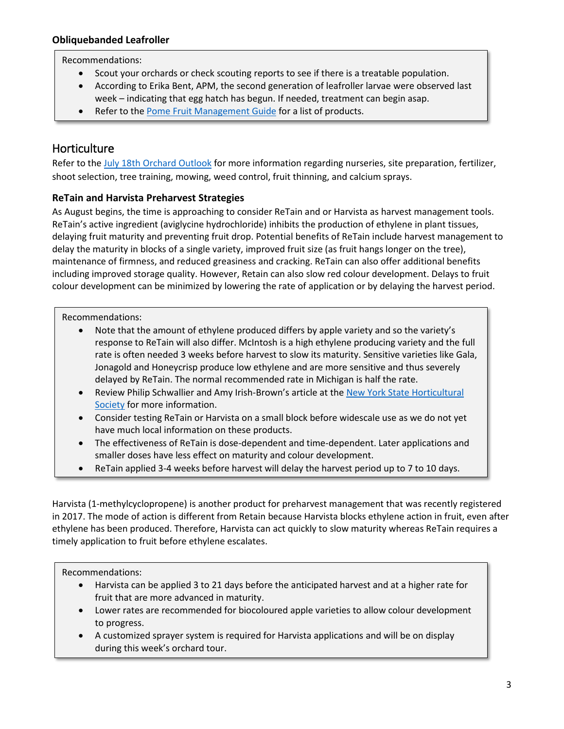### Obliquebanded Leafroller

Recommendations:

- Scout your orchards or check scouting reports to see if there is a treatable population.
- According to Erika Bent, APM, the second generation of leafroller larvae were observed last week – indicating that egg hatch has begun. If needed, treatment can begin asap.
- Refer to the Pome Fruit Management Guide for a list of products.

## Horticulture

Refer to the July 18th Orchard Outlook for more information regarding nurseries, site preparation, fertilizer, shoot selection, tree training, mowing, weed control, fruit thinning, and calcium sprays.

### ReTain and Harvista Preharvest Strategies

As August begins, the time is approaching to consider ReTain and or Harvista as harvest management tools. ReTain's active ingredient (aviglycine hydrochloride) inhibits the production of ethylene in plant tissues, delaying fruit maturity and preventing fruit drop. Potential benefits of ReTain include harvest management to delay the maturity in blocks of a single variety, improved fruit size (as fruit hangs longer on the tree), maintenance of firmness, and reduced greasiness and cracking. ReTain can also offer additional benefits including improved storage quality. However, Retain can also slow red colour development. Delays to fruit colour development can be minimized by lowering the rate of application or by delaying the harvest period.

Recommendations:

- Note that the amount of ethylene produced differs by apple variety and so the variety's response to ReTain will also differ. McIntosh is a high ethylene producing variety and the full rate is often needed 3 weeks before harvest to slow its maturity. Sensitive varieties like Gala, Jonagold and Honeycrisp produce low ethylene and are more sensitive and thus severely delayed by ReTain. The normal recommended rate in Michigan is half the rate.
- Review Philip Schwallier and Amy Irish-Brown's article at the New York State Horticultural Society for more information.
- Consider testing ReTain or Harvista on a small block before widescale use as we do not yet have much local information on these products.
- The effectiveness of ReTain is dose-dependent and time-dependent. Later applications and smaller doses have less effect on maturity and colour development.
- ReTain applied 3-4 weeks before harvest will delay the harvest period up to 7 to 10 days.

Harvista (1-methylcyclopropene) is another product for preharvest management that was recently registered in 2017. The mode of action is different from Retain because Harvista blocks ethylene action in fruit, even after ethylene has been produced. Therefore, Harvista can act quickly to slow maturity whereas ReTain requires a timely application to fruit before ethylene escalates.

Recommendations:

- Harvista can be applied 3 to 21 days before the anticipated harvest and at a higher rate for fruit that are more advanced in maturity.
- Lower rates are recommended for biocoloured apple varieties to allow colour development to progress.
- A customized sprayer system is required for Harvista applications and will be on display during this week's orchard tour.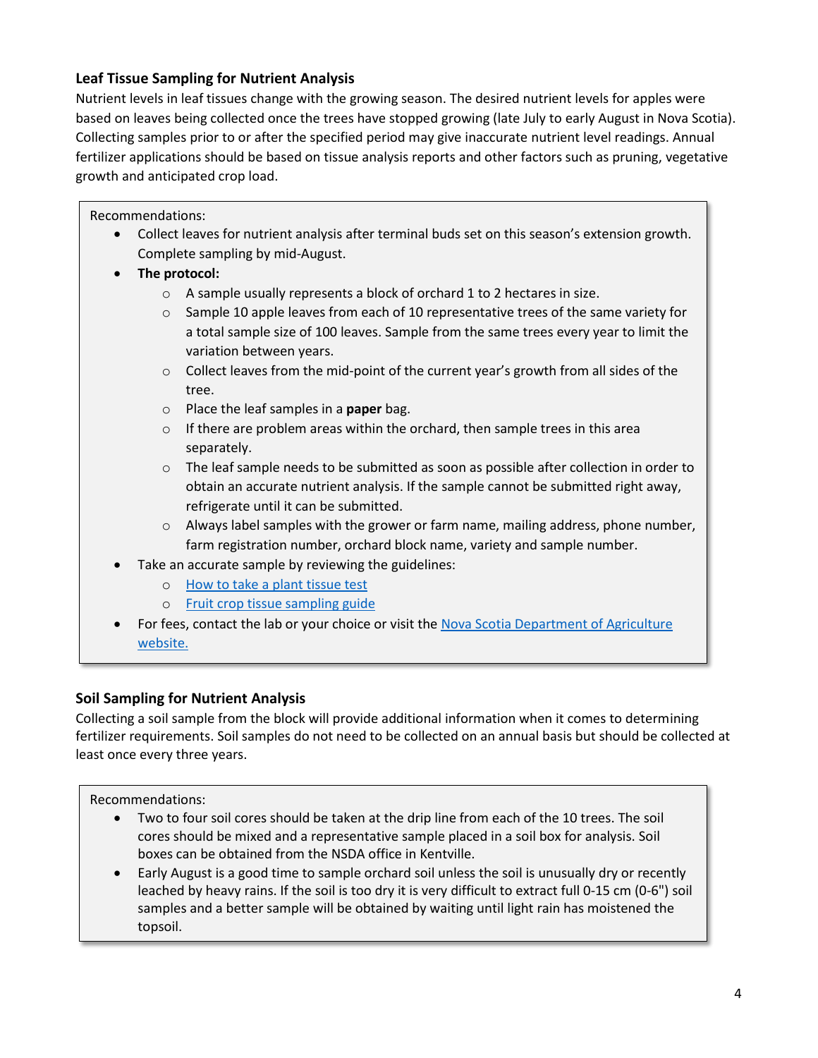### Leaf Tissue Sampling for Nutrient Analysis

Nutrient levels in leaf tissues change with the growing season. The desired nutrient levels for apples were based on leaves being collected once the trees have stopped growing (late July to early August in Nova Scotia). Collecting samples prior to or after the specified period may give inaccurate nutrient level readings. Annual fertilizer applications should be based on tissue analysis reports and other factors such as pruning, vegetative growth and anticipated crop load.

Recommendations:

- Collect leaves for nutrient analysis after terminal buds set on this season's extension growth. Complete sampling by mid-August.
- **The protocol:**
    - A sample usually represents a block of orchard 1 to 2 hectares in size.
    - Sample 10 apple leaves from each of 10 representative trees of the same variety for a total sample size of 100 leaves. Sample from the same trees every year to limit the variation between years.
    - Collect leaves from the mid-point of the current year's growth from all sides of the tree.
    - Place the leaf samples in a **paper** bag.
    - If there are problem areas within the orchard, then sample trees in this area separately.
    - The leaf sample needs to be submitted as soon as possible after collection in order to obtain an accurate nutrient analysis. If the sample cannot be submitted right away, refrigerate until it can be submitted.
    - Always label samples with the grower or farm name, mailing address, phone number, farm registration number, orchard block name, variety and sample number.
- Take an accurate sample by reviewing the guidelines:
    - How to take a plant tissue test
    - Fruit crop tissue sampling guide
- For fees, contact the lab or your choice or visit the Nova Scotia Department of Agriculture website.

### Soil Sampling for Nutrient Analysis

Collecting a soil sample from the block will provide additional information when it comes to determining fertilizer requirements. Soil samples do not need to be collected on an annual basis but should be collected at least once every three years.

Recommendations:

- Two to four soil cores should be taken at the drip line from each of the 10 trees. The soil cores should be mixed and a representative sample placed in a soil box for analysis. Soil boxes can be obtained from the NSDA office in Kentville.
- Early August is a good time to sample orchard soil unless the soil is unusually dry or recently leached by heavy rains. If the soil is too dry it is very difficult to extract full 0-15 cm (0-6") soil samples and a better sample will be obtained by waiting until light rain has moistened the topsoil.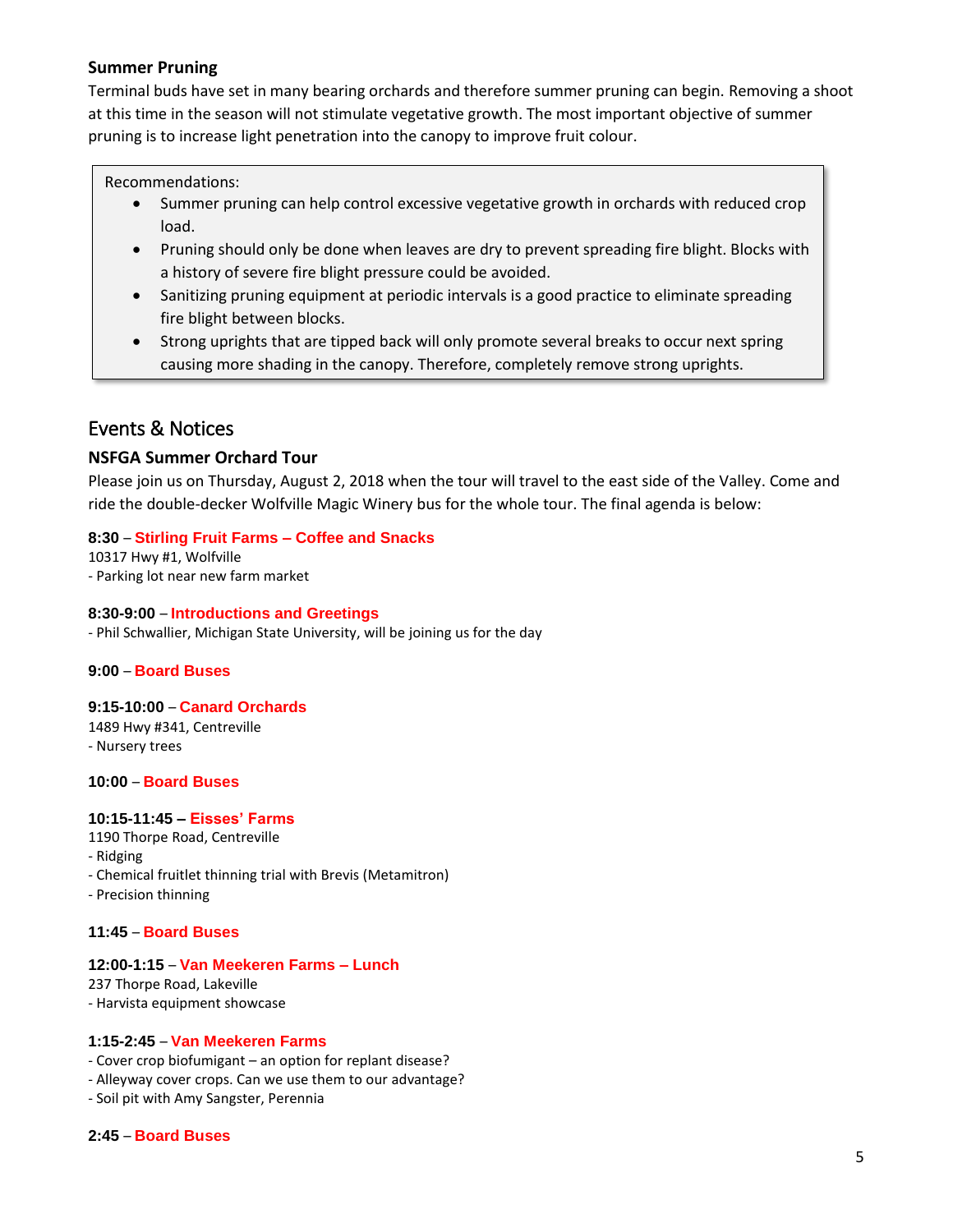### Summer Pruning

Terminal buds have set in many bearing orchards and therefore summer pruning can begin. Removing a shoot at this time in the season will not stimulate vegetative growth. The most important objective of summer pruning is to increase light penetration into the canopy to improve fruit colour.

Recommendations:

- Summer pruning can help control excessive vegetative growth in orchards with reduced crop load.
- Pruning should only be done when leaves are dry to prevent spreading fire blight. Blocks with a history of severe fire blight pressure could be avoided.
- Sanitizing pruning equipment at periodic intervals is a good practice to eliminate spreading fire blight between blocks.
- Strong uprights that are tipped back will only promote several breaks to occur next spring causing more shading in the canopy. Therefore, completely remove strong uprights.

## Events & Notices

### NSFGA Summer Orchard Tour

Please join us on Thursday, August 2, 2018 when the tour will travel to the east side of the Valley. Come and ride the double-decker Wolfville Magic Winery bus for the whole tour. The final agenda is below:

**8:30** – **Stirling Fruit Farms – Coffee and Snacks**
10317 Hwy #1, Wolfville
- Parking lot near new farm market

**8:30-9:00** – **Introductions and Greetings**
- Phil Schwallier, Michigan State University, will be joining us for the day

**9:00** – **Board Buses**

**9:15-10:00** – **Canard Orchards**
1489 Hwy #341, Centreville
- Nursery trees

**10:00** – **Board Buses**

**10:15-11:45 – Eisses' Farms**
1190 Thorpe Road, Centreville
- Ridging
- Chemical fruitlet thinning trial with Brevis (Metamitron)
- Precision thinning

**11:45** – **Board Buses**

**12:00-1:15** – **Van Meekeren Farms – Lunch**
237 Thorpe Road, Lakeville
- Harvista equipment showcase

**1:15-2:45** – **Van Meekeren Farms**
- Cover crop biofumigant – an option for replant disease?
- Alleyway cover crops. Can we use them to our advantage?
- Soil pit with Amy Sangster, Perennia

**2:45** – **Board Buses**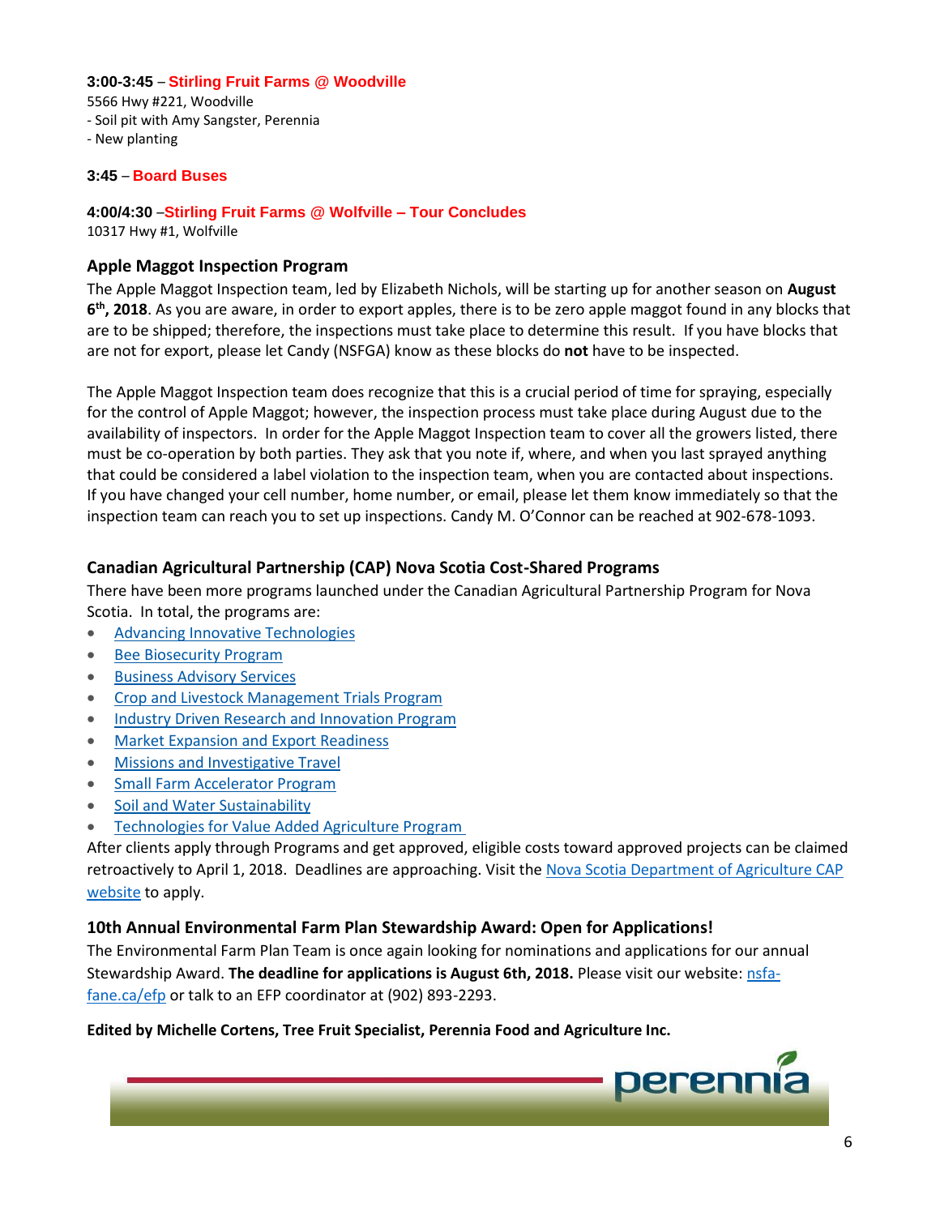**3:00-3:45** – **Stirling Fruit Farms @ Woodville**
5566 Hwy #221, Woodville
- Soil pit with Amy Sangster, Perennia
- New planting

**3:45** – **Board Buses**

**4:00/4:30** –**Stirling Fruit Farms @ Wolfville – Tour Concludes**
10317 Hwy #1, Wolfville

### Apple Maggot Inspection Program

The Apple Maggot Inspection team, led by Elizabeth Nichols, will be starting up for another season on **August 6th, 2018**. As you are aware, in order to export apples, there is to be zero apple maggot found in any blocks that are to be shipped; therefore, the inspections must take place to determine this result. If you have blocks that are not for export, please let Candy (NSFGA) know as these blocks do **not** have to be inspected.

The Apple Maggot Inspection team does recognize that this is a crucial period of time for spraying, especially for the control of Apple Maggot; however, the inspection process must take place during August due to the availability of inspectors. In order for the Apple Maggot Inspection team to cover all the growers listed, there must be co-operation by both parties. They ask that you note if, where, and when you last sprayed anything that could be considered a label violation to the inspection team, when you are contacted about inspections. If you have changed your cell number, home number, or email, please let them know immediately so that the inspection team can reach you to set up inspections. Candy M. O'Connor can be reached at 902-678-1093.

### Canadian Agricultural Partnership (CAP) Nova Scotia Cost-Shared Programs

There have been more programs launched under the Canadian Agricultural Partnership Program for Nova Scotia. In total, the programs are:

- Advancing Innovative Technologies
- Bee Biosecurity Program
- Business Advisory Services
- Crop and Livestock Management Trials Program
- Industry Driven Research and Innovation Program
- Market Expansion and Export Readiness
- Missions and Investigative Travel
- Small Farm Accelerator Program
- Soil and Water Sustainability
- Technologies for Value Added Agriculture Program

After clients apply through Programs and get approved, eligible costs toward approved projects can be claimed retroactively to April 1, 2018. Deadlines are approaching. Visit the Nova Scotia Department of Agriculture CAP website to apply.

### 10th Annual Environmental Farm Plan Stewardship Award: Open for Applications!

The Environmental Farm Plan Team is once again looking for nominations and applications for our annual Stewardship Award. **The deadline for applications is August 6th, 2018.** Please visit our website: nsfa-fane.ca/efp or talk to an EFP coordinator at (902) 893-2293.

**Edited by Michelle Cortens, Tree Fruit Specialist, Perennia Food and Agriculture Inc.**